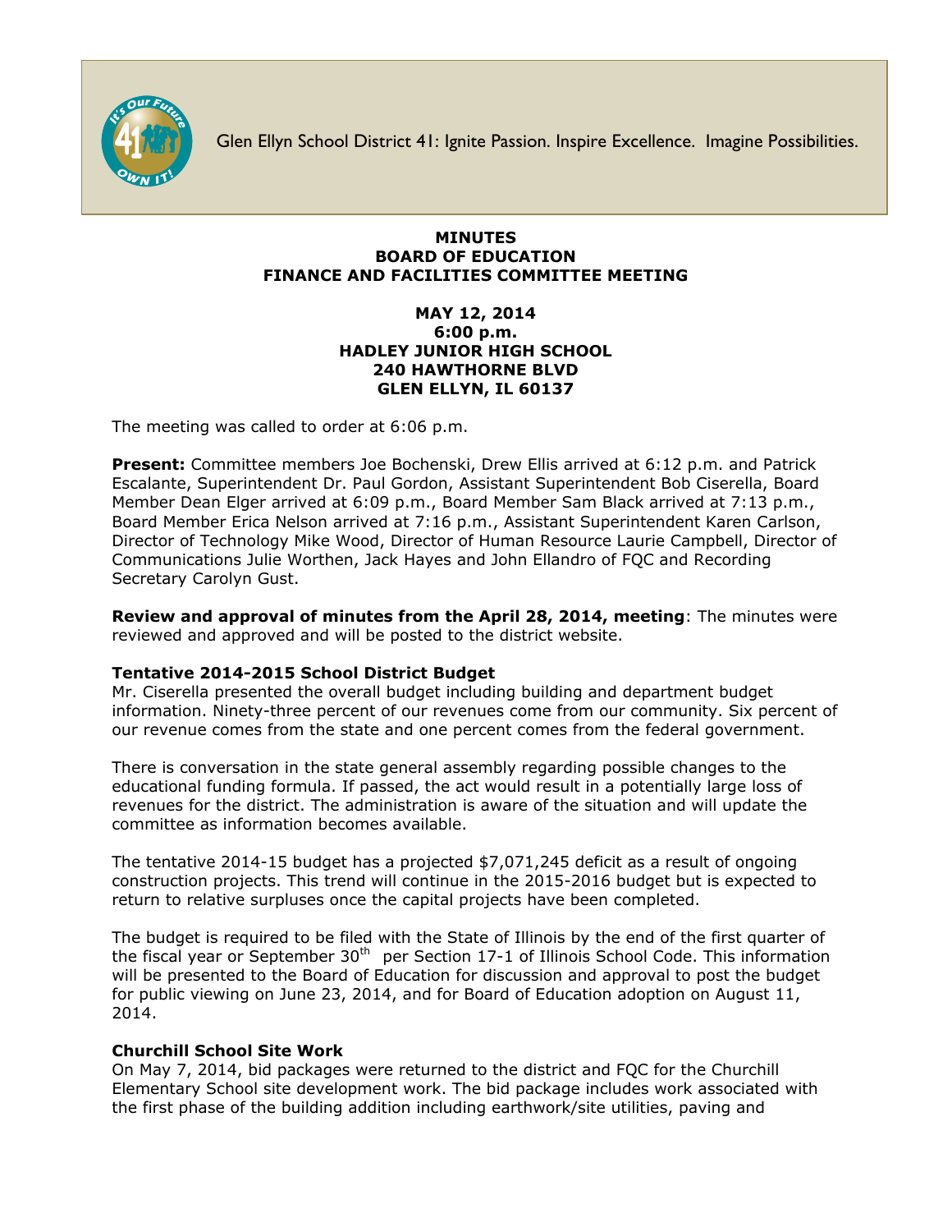Glen Ellyn School District 41: Ignite Passion. Inspire Excellence. Imagine Possibilities.

**MINUTES**
**BOARD OF EDUCATION**
**FINANCE AND FACILITIES COMMITTEE MEETING**

**MAY 12, 2014**
**6:00 p.m.**
**HADLEY JUNIOR HIGH SCHOOL**
**240 HAWTHORNE BLVD**
**GLEN ELLYN, IL 60137**

The meeting was called to order at 6:06 p.m.

**Present:** Committee members Joe Bochenski, Drew Ellis arrived at 6:12 p.m. and Patrick Escalante, Superintendent Dr. Paul Gordon, Assistant Superintendent Bob Ciserella, Board Member Dean Elger arrived at 6:09 p.m., Board Member Sam Black arrived at 7:13 p.m., Board Member Erica Nelson arrived at 7:16 p.m., Assistant Superintendent Karen Carlson, Director of Technology Mike Wood, Director of Human Resource Laurie Campbell, Director of Communications Julie Worthen, Jack Hayes and John Ellandro of FQC and Recording Secretary Carolyn Gust.

**Review and approval of minutes from the April 28, 2014, meeting**: The minutes were reviewed and approved and will be posted to the district website.

**Tentative 2014-2015 School District Budget**

Mr. Ciserella presented the overall budget including building and department budget information. Ninety-three percent of our revenues come from our community. Six percent of our revenue comes from the state and one percent comes from the federal government.

There is conversation in the state general assembly regarding possible changes to the educational funding formula. If passed, the act would result in a potentially large loss of revenues for the district. The administration is aware of the situation and will update the committee as information becomes available.

The tentative 2014-15 budget has a projected $7,071,245 deficit as a result of ongoing construction projects. This trend will continue in the 2015-2016 budget but is expected to return to relative surpluses once the capital projects have been completed.

The budget is required to be filed with the State of Illinois by the end of the first quarter of the fiscal year or September 30th per Section 17-1 of Illinois School Code. This information will be presented to the Board of Education for discussion and approval to post the budget for public viewing on June 23, 2014, and for Board of Education adoption on August 11, 2014.

**Churchill School Site Work**

On May 7, 2014, bid packages were returned to the district and FQC for the Churchill Elementary School site development work. The bid package includes work associated with the first phase of the building addition including earthwork/site utilities, paving and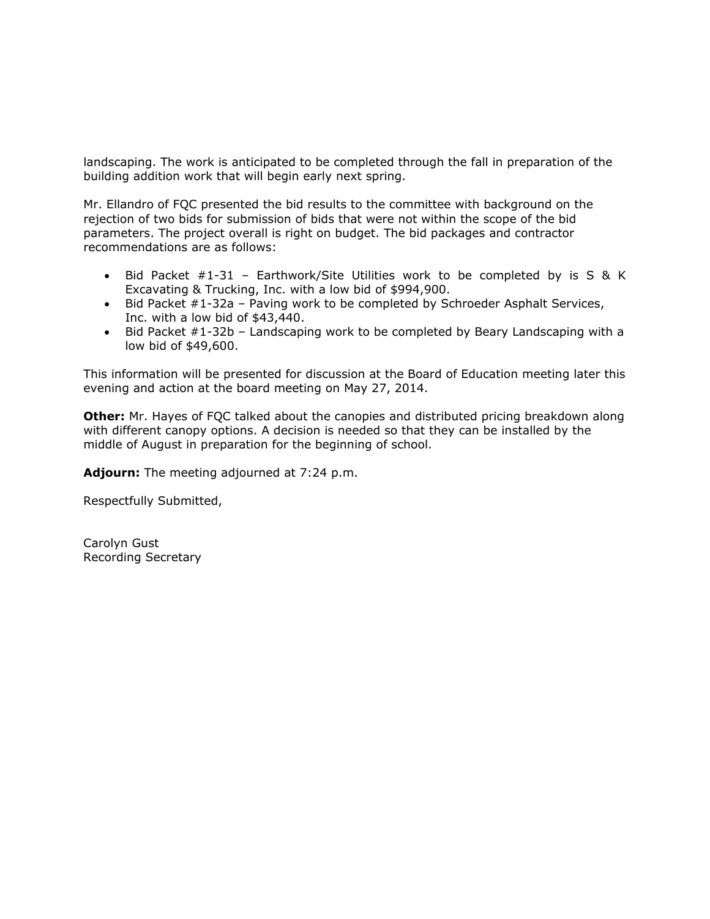landscaping. The work is anticipated to be completed through the fall in preparation of the building addition work that will begin early next spring.

Mr. Ellandro of FQC presented the bid results to the committee with background on the rejection of two bids for submission of bids that were not within the scope of the bid parameters. The project overall is right on budget. The bid packages and contractor recommendations are as follows:

- Bid Packet #1-31 – Earthwork/Site Utilities work to be completed by is S & K Excavating & Trucking, Inc. with a low bid of $994,900.
- Bid Packet #1-32a – Paving work to be completed by Schroeder Asphalt Services, Inc. with a low bid of $43,440.
- Bid Packet #1-32b – Landscaping work to be completed by Beary Landscaping with a low bid of $49,600.

This information will be presented for discussion at the Board of Education meeting later this evening and action at the board meeting on May 27, 2014.

**Other:** Mr. Hayes of FQC talked about the canopies and distributed pricing breakdown along with different canopy options. A decision is needed so that they can be installed by the middle of August in preparation for the beginning of school.

**Adjourn:** The meeting adjourned at 7:24 p.m.

Respectfully Submitted,

Carolyn Gust
Recording Secretary